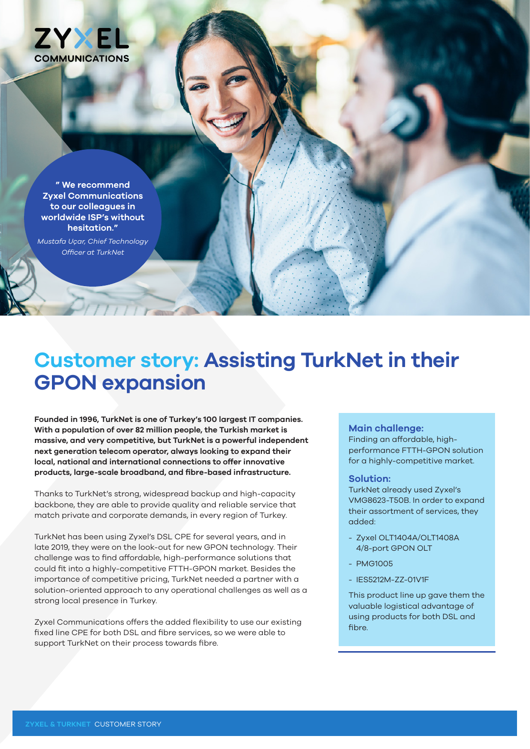ZYXEL COMMUNICATIONS

" We recommend Zyxel Communications to our colleagues in worldwide ISP's without hesitation."

*Mustafa Uçar, Chief Technology Officer at TurkNet*

# Customer story: Assisting TurkNet in their GPON expansion

**Founded in 1996, TurkNet is one of Turkey's 100 largest IT companies. With a population of over 82 million people, the Turkish market is massive, and very competitive, but TurkNet is a powerful independent next generation telecom operator, always looking to expand their local, national and international connections to offer innovative products, large-scale broadband, and fibre-based infrastructure.**

Thanks to TurkNet's strong, widespread backup and high-capacity backbone, they are able to provide quality and reliable service that match private and corporate demands, in every region of Turkey.

TurkNet has been using Zyxel's DSL CPE for several years, and in late 2019, they were on the look-out for new GPON technology. Their challenge was to find affordable, high-performance solutions that could fit into a highly-competitive FTTH-GPON market. Besides the importance of competitive pricing, TurkNet needed a partner with a solution-oriented approach to any operational challenges as well as a strong local presence in Turkey.

Zyxel Communications offers the added flexibility to use our existing fixed line CPE for both DSL and fibre services, so we were able to support TurkNet on their process towards fibre.

### Main challenge:

Finding an affordable, high-performance FTTH-GPON solution for a highly-competitive market.

### Solution:

TurkNet already used Zyxel's VMG8623-T50B. In order to expand their assortment of services, they added:

- Zyxel OLT1404A/OLT1408A 4/8-port GPON OLT
- PMG1005
- IES5212M-ZZ-01V1F

This product line up gave them the valuable logistical advantage of using products for both DSL and fibre.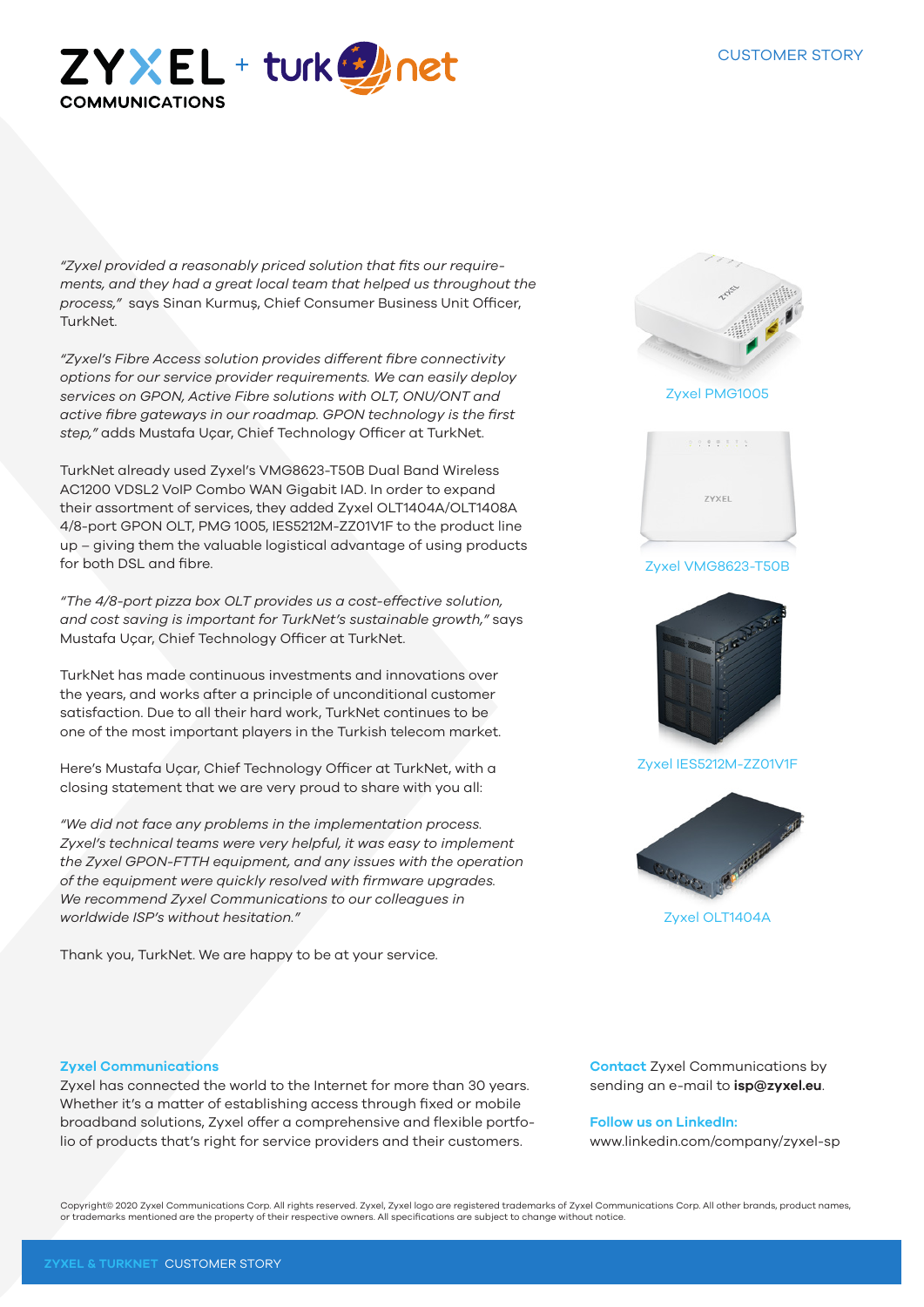*"Zyxel provided a reasonably priced solution that fits our requirements, and they had a great local team that helped us throughout the process,"* says Sinan Kurmuş, Chief Consumer Business Unit Officer, TurkNet.

*"Zyxel's Fibre Access solution provides different fibre connectivity options for our service provider requirements. We can easily deploy services on GPON, Active Fibre solutions with OLT, ONU/ONT and active fibre gateways in our roadmap. GPON technology is the first step,"* adds Mustafa Uçar, Chief Technology Officer at TurkNet.

TurkNet already used Zyxel's VMG8623-T50B Dual Band Wireless AC1200 VDSL2 VoIP Combo WAN Gigabit IAD. In order to expand their assortment of services, they added Zyxel OLT1404A/OLT1408A 4/8-port GPON OLT, PMG 1005, IES5212M-ZZ01V1F to the product line up – giving them the valuable logistical advantage of using products for both DSL and fibre.

*"The 4/8-port pizza box OLT provides us a cost-effective solution, and cost saving is important for TurkNet's sustainable growth,"* says Mustafa Uçar, Chief Technology Officer at TurkNet.

TurkNet has made continuous investments and innovations over the years, and works after a principle of unconditional customer satisfaction. Due to all their hard work, TurkNet continues to be one of the most important players in the Turkish telecom market.

Here's Mustafa Uçar, Chief Technology Officer at TurkNet, with a closing statement that we are very proud to share with you all:

*"We did not face any problems in the implementation process. Zyxel's technical teams were very helpful, it was easy to implement the Zyxel GPON-FTTH equipment, and any issues with the operation of the equipment were quickly resolved with firmware upgrades. We recommend Zyxel Communications to our colleagues in worldwide ISP's without hesitation."*

Thank you, TurkNet. We are happy to be at your service.

Zyxel PMG1005

Zyxel VMG8623-T50B

Zyxel IES5212M-ZZ01V1F

Zyxel OLT1404A

**Zyxel Communications**
Zyxel has connected the world to the Internet for more than 30 years. Whether it's a matter of establishing access through fixed or mobile broadband solutions, Zyxel offer a comprehensive and flexible portfolio of products that's right for service providers and their customers.

**Contact** Zyxel Communications by sending an e-mail to **isp@zyxel.eu**.

**Follow us on LinkedIn:**
www.linkedin.com/company/zyxel-sp

Copyright© 2020 Zyxel Communications Corp. All rights reserved. Zyxel, Zyxel logo are registered trademarks of Zyxel Communications Corp. All other brands, product names, or trademarks mentioned are the property of their respective owners. All specifications are subject to change without notice.